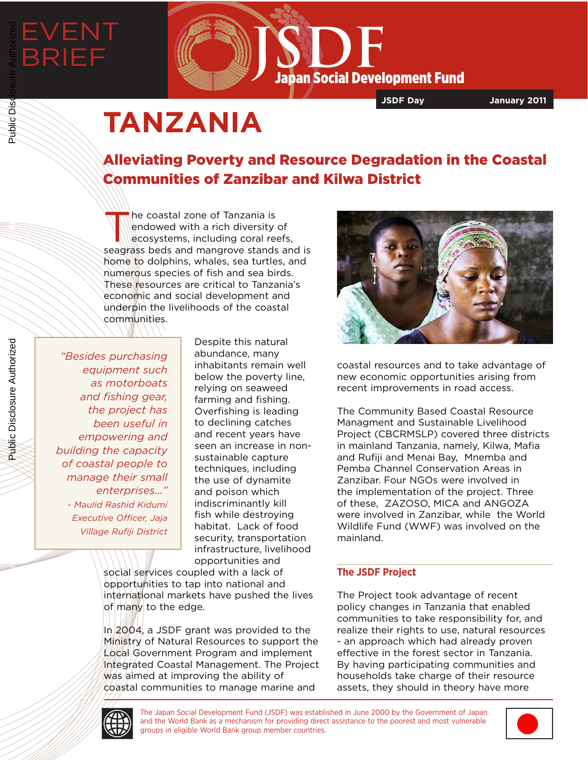EVENT BRIEF

JSDF Japan Social Development Fund

JSDF Day — January 2011

# TANZANIA

## Alleviating Poverty and Resource Degradation in the Coastal Communities of Zanzibar and Kilwa District

The coastal zone of Tanzania is endowed with a rich diversity of ecosystems, including coral reefs, seagrass beds and mangrove stands and is home to dolphins, whales, sea turtles, and numerous species of fish and sea birds. These resources are critical to Tanzania's economic and social development and underpin the livelihoods of the coastal communities.

> *"Besides purchasing equipment such as motorboats and fishing gear, the project has been useful in empowering and building the capacity of coastal people to manage their small enterprises..."*
>
> *- Maulid Rashid Kidumi Executive Officer, Jaja Village Rufiji District*

Despite this natural abundance, many inhabitants remain well below the poverty line, relying on seaweed farming and fishing. Overfishing is leading to declining catches and recent years have seen an increase in non-sustainable capture techniques, including the use of dynamite and poison which indiscriminantly kill fish while destroying habitat. Lack of food security, transportation infrastructure, livelihood opportunities and social services coupled with a lack of opportunities to tap into national and international markets have pushed the lives of many to the edge.

In 2004, a JSDF grant was provided to the Ministry of Natural Resources to support the Local Government Program and implement Integrated Coastal Management. The Project was aimed at improving the ability of coastal communities to manage marine and coastal resources and to take advantage of new economic opportunities arising from recent improvements in road access.

The Community Based Coastal Resource Managment and Sustainable Livelihood Project (CBCRMSLP) covered three districts in mainland Tanzania, namely, Kilwa, Mafia and Rufiji and Menai Bay, Mnemba and Pemba Channel Conservation Areas in Zanzibar. Four NGOs were involved in the implementation of the project. Three of these, ZAZOSO, MICA and ANGOZA were involved in Zanzibar, while the World Wildlife Fund (WWF) was involved on the mainland.

### The JSDF Project

The Project took advantage of recent policy changes in Tanzania that enabled communities to take responsibility for, and realize their rights to use, natural resources - an approach which had already proven effective in the forest sector in Tanzania. By having participating communities and households take charge of their resource assets, they should in theory have more

The Japan Social Development Fund (JSDF) was established in June 2000 by the Government of Japan and the World Bank as a mechanism for providing direct assistance to the poorest and most vulnerable groups in eligible World Bank group member countries.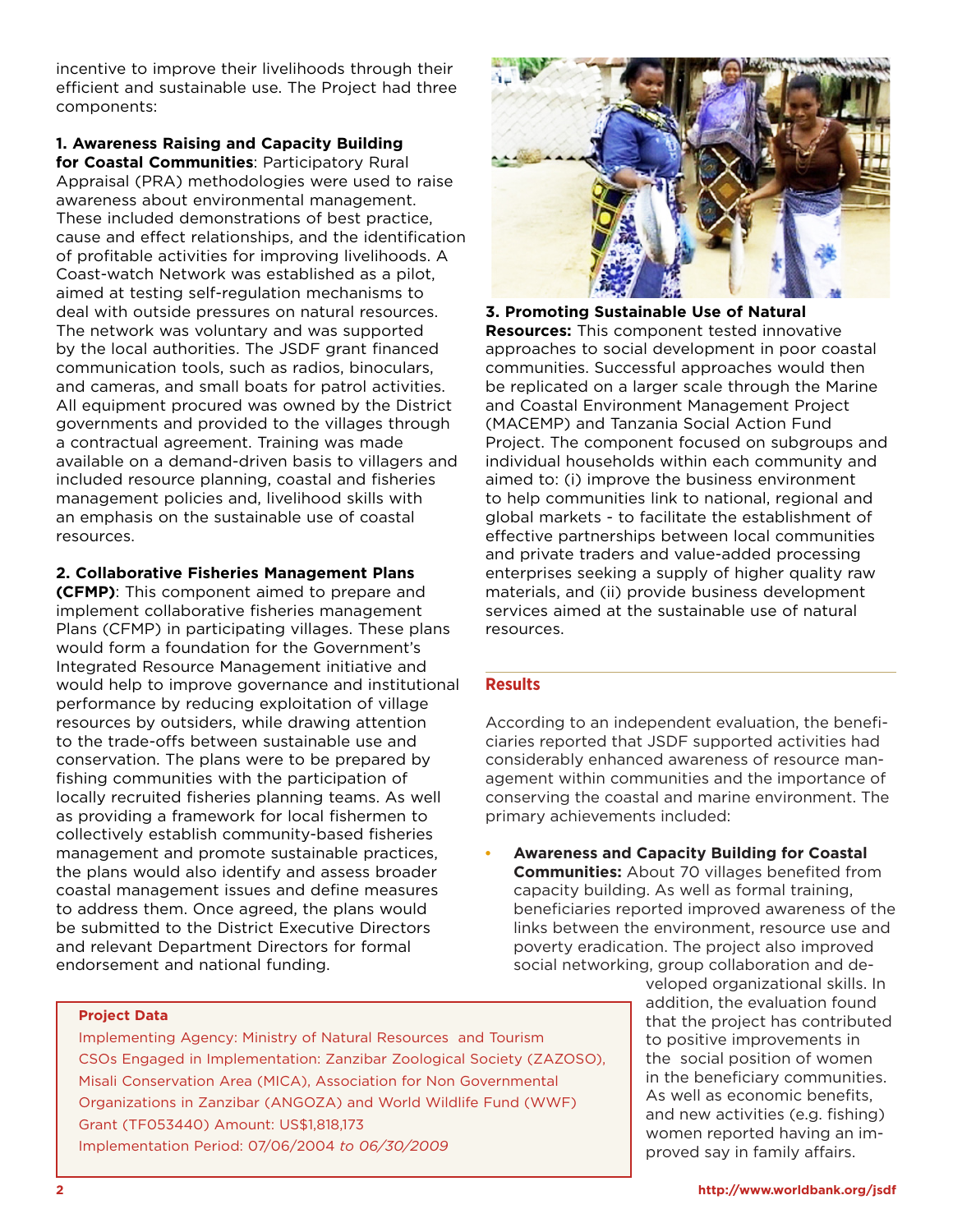incentive to improve their livelihoods through their efficient and sustainable use. The Project had three components:

**1. Awareness Raising and Capacity Building for Coastal Communities**: Participatory Rural Appraisal (PRA) methodologies were used to raise awareness about environmental management. These included demonstrations of best practice, cause and effect relationships, and the identification of profitable activities for improving livelihoods. A Coast-watch Network was established as a pilot, aimed at testing self-regulation mechanisms to deal with outside pressures on natural resources. The network was voluntary and was supported by the local authorities. The JSDF grant financed communication tools, such as radios, binoculars, and cameras, and small boats for patrol activities. All equipment procured was owned by the District governments and provided to the villages through a contractual agreement. Training was made available on a demand-driven basis to villagers and included resource planning, coastal and fisheries management policies and, livelihood skills with an emphasis on the sustainable use of coastal resources.

**2. Collaborative Fisheries Management Plans (CFMP)**: This component aimed to prepare and implement collaborative fisheries management Plans (CFMP) in participating villages. These plans would form a foundation for the Government's Integrated Resource Management initiative and would help to improve governance and institutional performance by reducing exploitation of village resources by outsiders, while drawing attention to the trade-offs between sustainable use and conservation. The plans were to be prepared by fishing communities with the participation of locally recruited fisheries planning teams. As well as providing a framework for local fishermen to collectively establish community-based fisheries management and promote sustainable practices, the plans would also identify and assess broader coastal management issues and define measures to address them. Once agreed, the plans would be submitted to the District Executive Directors and relevant Department Directors for formal endorsement and national funding.

**3. Promoting Sustainable Use of Natural Resources:** This component tested innovative approaches to social development in poor coastal communities. Successful approaches would then be replicated on a larger scale through the Marine and Coastal Environment Management Project (MACEMP) and Tanzania Social Action Fund Project. The component focused on subgroups and individual households within each community and aimed to: (i) improve the business environment to help communities link to national, regional and global markets - to facilitate the establishment of effective partnerships between local communities and private traders and value-added processing enterprises seeking a supply of higher quality raw materials, and (ii) provide business development services aimed at the sustainable use of natural resources.

## Results

According to an independent evaluation, the beneficiaries reported that JSDF supported activities had considerably enhanced awareness of resource management within communities and the importance of conserving the coastal and marine environment. The primary achievements included:

- **Awareness and Capacity Building for Coastal Communities:** About 70 villages benefited from capacity building. As well as formal training, beneficiaries reported improved awareness of the links between the environment, resource use and poverty eradication. The project also improved social networking, group collaboration and developed organizational skills. In addition, the evaluation found that the project has contributed to positive improvements in the social position of women in the beneficiary communities. As well as economic benefits, and new activities (e.g. fishing) women reported having an improved say in family affairs.

**Project Data**

Implementing Agency: Ministry of Natural Resources and Tourism
CSOs Engaged in Implementation: Zanzibar Zoological Society (ZAZOSO), Misali Conservation Area (MICA), Association for Non Governmental Organizations in Zanzibar (ANGOZA) and World Wildlife Fund (WWF)
Grant (TF053440) Amount: US$1,818,173
Implementation Period: 07/06/2004 *to 06/30/2009*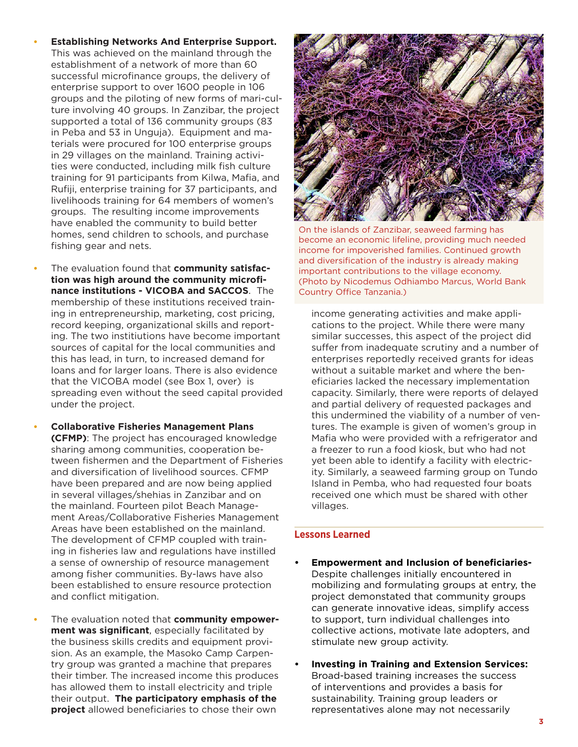- **Establishing Networks And Enterprise Support.** This was achieved on the mainland through the establishment of a network of more than 60 successful microfinance groups, the delivery of enterprise support to over 1600 people in 106 groups and the piloting of new forms of mari-culture involving 40 groups. In Zanzibar, the project supported a total of 136 community groups (83 in Peba and 53 in Unguja). Equipment and materials were procured for 100 enterprise groups in 29 villages on the mainland. Training activities were conducted, including milk fish culture training for 91 participants from Kilwa, Mafia, and Rufiji, enterprise training for 37 participants, and livelihoods training for 64 members of women's groups. The resulting income improvements have enabled the community to build better homes, send children to schools, and purchase fishing gear and nets.

- The evaluation found that **community satisfaction was high around the community microfinance institutions - VICOBA and SACCOS**. The membership of these institutions received training in entrepreneurship, marketing, cost pricing, record keeping, organizational skills and reporting. The two institiutions have become important sources of capital for the local communities and this has lead, in turn, to increased demand for loans and for larger loans. There is also evidence that the VICOBA model (see Box 1, over) is spreading even without the seed capital provided under the project.

- **Collaborative Fisheries Management Plans (CFMP)**: The project has encouraged knowledge sharing among communities, cooperation between fishermen and the Department of Fisheries and diversification of livelihood sources. CFMP have been prepared and are now being applied in several villages/shehias in Zanzibar and on the mainland. Fourteen pilot Beach Management Areas/Collaborative Fisheries Management Areas have been established on the mainland. The development of CFMP coupled with training in fisheries law and regulations have instilled a sense of ownership of resource management among fisher communities. By-laws have also been established to ensure resource protection and conflict mitigation.

- The evaluation noted that **community empowerment was significant**, especially facilitated by the business skills credits and equipment provision. As an example, the Masoko Camp Carpentry group was granted a machine that prepares their timber. The increased income this produces has allowed them to install electricity and triple their output. **The participatory emphasis of the project** allowed beneficiaries to chose their own income generating activities and make applications to the project. While there were many similar successes, this aspect of the project did suffer from inadequate scrutiny and a number of enterprises reportedly received grants for ideas without a suitable market and where the beneficiaries lacked the necessary implementation capacity. Similarly, there were reports of delayed and partial delivery of requested packages and this undermined the viability of a number of ventures. The example is given of women's group in Mafia who were provided with a refrigerator and a freezer to run a food kiosk, but who had not yet been able to identify a facility with electricity. Similarly, a seaweed farming group on Tundo Island in Pemba, who had requested four boats received one which must be shared with other villages.

On the islands of Zanzibar, seaweed farming has become an economic lifeline, providing much needed income for impoverished families. Continued growth and diversification of the industry is already making important contributions to the village economy. (Photo by Nicodemus Odhiambo Marcus, World Bank Country Office Tanzania.)

## Lessons Learned

- **Empowerment and Inclusion of beneficiaries-** Despite challenges initially encountered in mobilizing and formulating groups at entry, the project demonstated that community groups can generate innovative ideas, simplify access to support, turn individual challenges into collective actions, motivate late adopters, and stimulate new group activity.

- **Investing in Training and Extension Services:** Broad-based training increases the success of interventions and provides a basis for sustainability. Training group leaders or representatives alone may not necessarily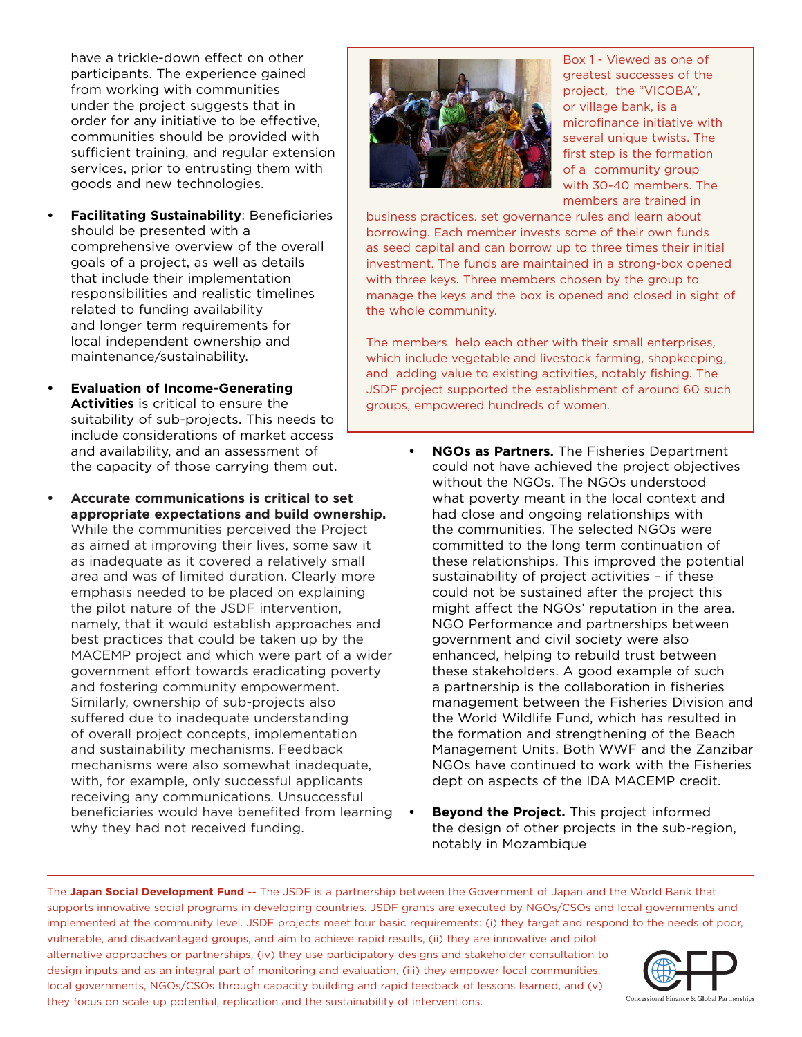have a trickle-down effect on other participants. The experience gained from working with communities under the project suggests that in order for any initiative to be effective, communities should be provided with sufficient training, and regular extension services, prior to entrusting them with goods and new technologies.

- **Facilitating Sustainability**: Beneficiaries should be presented with a comprehensive overview of the overall goals of a project, as well as details that include their implementation responsibilities and realistic timelines related to funding availability and longer term requirements for local independent ownership and maintenance/sustainability.

- **Evaluation of Income-Generating Activities** is critical to ensure the suitability of sub-projects. This needs to include considerations of market access and availability, and an assessment of the capacity of those carrying them out.

- **Accurate communications is critical to set appropriate expectations and build ownership.** While the communities perceived the Project as aimed at improving their lives, some saw it as inadequate as it covered a relatively small area and was of limited duration. Clearly more emphasis needed to be placed on explaining the pilot nature of the JSDF intervention, namely, that it would establish approaches and best practices that could be taken up by the MACEMP project and which were part of a wider government effort towards eradicating poverty and fostering community empowerment. Similarly, ownership of sub-projects also suffered due to inadequate understanding of overall project concepts, implementation and sustainability mechanisms. Feedback mechanisms were also somewhat inadequate, with, for example, only successful applicants receiving any communications. Unsuccessful beneficiaries would have benefited from learning why they had not received funding.

Box 1 - Viewed as one of greatest successes of the project, the "VICOBA", or village bank, is a microfinance initiative with several unique twists. The first step is the formation of a community group with 30-40 members. The members are trained in business practices. set governance rules and learn about borrowing. Each member invests some of their own funds as seed capital and can borrow up to three times their initial investment. The funds are maintained in a strong-box opened with three keys. Three members chosen by the group to manage the keys and the box is opened and closed in sight of the whole community.

The members help each other with their small enterprises, which include vegetable and livestock farming, shopkeeping, and adding value to existing activities, notably fishing. The JSDF project supported the establishment of around 60 such groups, empowered hundreds of women.

- **NGOs as Partners.** The Fisheries Department could not have achieved the project objectives without the NGOs. The NGOs understood what poverty meant in the local context and had close and ongoing relationships with the communities. The selected NGOs were committed to the long term continuation of these relationships. This improved the potential sustainability of project activities – if these could not be sustained after the project this might affect the NGOs' reputation in the area. NGO Performance and partnerships between government and civil society were also enhanced, helping to rebuild trust between these stakeholders. A good example of such a partnership is the collaboration in fisheries management between the Fisheries Division and the World Wildlife Fund, which has resulted in the formation and strengthening of the Beach Management Units. Both WWF and the Zanzibar NGOs have continued to work with the Fisheries dept on aspects of the IDA MACEMP credit.

- **Beyond the Project.** This project informed the design of other projects in the sub-region, notably in Mozambique

The **Japan Social Development Fund** -- The JSDF is a partnership between the Government of Japan and the World Bank that supports innovative social programs in developing countries. JSDF grants are executed by NGOs/CSOs and local governments and implemented at the community level. JSDF projects meet four basic requirements: (i) they target and respond to the needs of poor, vulnerable, and disadvantaged groups, and aim to achieve rapid results, (ii) they are innovative and pilot alternative approaches or partnerships, (iv) they use participatory designs and stakeholder consultation to design inputs and as an integral part of monitoring and evaluation, (iii) they empower local communities, local governments, NGOs/CSOs through capacity building and rapid feedback of lessons learned, and (v) they focus on scale-up potential, replication and the sustainability of interventions.

CFP
Concessional Finance & Global Partnerships